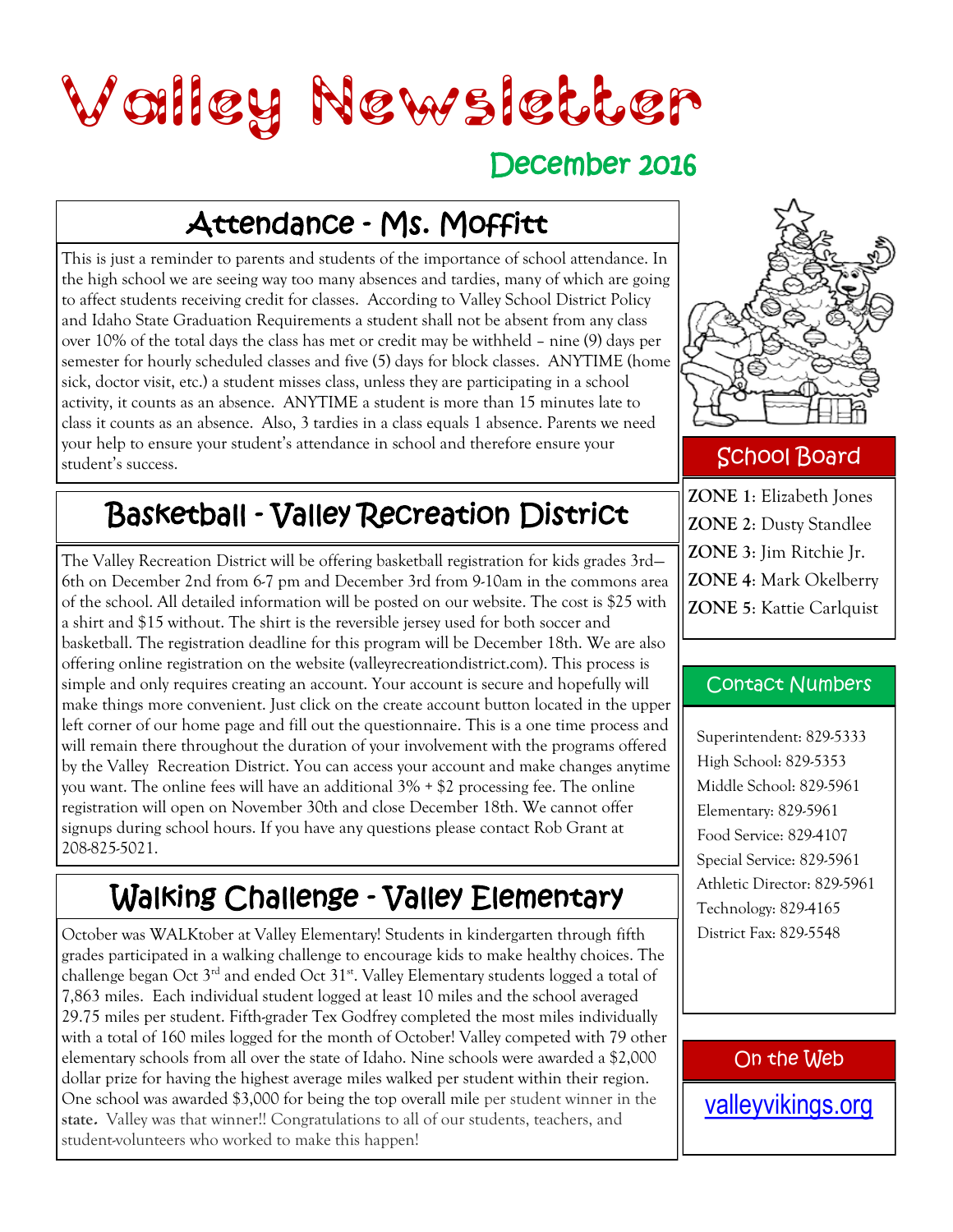# Valley Newsletter

## December 2016

## Attendance - Ms. Moffitt

This is just a reminder to parents and students of the importance of school attendance. In the high school we are seeing way too many absences and tardies, many of which are going to affect students receiving credit for classes. According to Valley School District Policy and Idaho State Graduation Requirements a student shall not be absent from any class over 10% of the total days the class has met or credit may be withheld – nine (9) days per semester for hourly scheduled classes and five (5) days for block classes. ANYTIME (home sick, doctor visit, etc.) a student misses class, unless they are participating in a school activity, it counts as an absence. ANYTIME a student is more than 15 minutes late to class it counts as an absence. Also, 3 tardies in a class equals 1 absence. Parents we need your help to ensure your student's attendance in school and therefore ensure your student's success.

## Basketball - Valley Recreation District

The Valley Recreation District will be offering basketball registration for kids grades 3rd—6th on December 2nd from 6-7 pm and December 3rd from 9-10am in the commons area of the school. All detailed information will be posted on our website. The cost is $25 with a shirt and $15 without. The shirt is the reversible jersey used for both soccer and basketball. The registration deadline for this program will be December 18th. We are also offering online registration on the website (valleyrecreationdistrict.com). This process is simple and only requires creating an account. Your account is secure and hopefully will make things more convenient. Just click on the create account button located in the upper left corner of our home page and fill out the questionnaire. This is a one time process and will remain there throughout the duration of your involvement with the programs offered by the Valley Recreation District. You can access your account and make changes anytime you want. The online fees will have an additional 3% + $2 processing fee. The online registration will open on November 30th and close December 18th. We cannot offer signups during school hours. If you have any questions please contact Rob Grant at 208-825-5021.

## Walking Challenge - Valley Elementary

October was WALKtober at Valley Elementary! Students in kindergarten through fifth grades participated in a walking challenge to encourage kids to make healthy choices. The challenge began Oct 3rd and ended Oct 31st. Valley Elementary students logged a total of 7,863 miles. Each individual student logged at least 10 miles and the school averaged 29.75 miles per student. Fifth-grader Tex Godfrey completed the most miles individually with a total of 160 miles logged for the month of October! Valley competed with 79 other elementary schools from all over the state of Idaho. Nine schools were awarded a $2,000 dollar prize for having the highest average miles walked per student within their region. One school was awarded $3,000 for being the top overall mile per student winner in the **state.** Valley was that winner!! Congratulations to all of our students, teachers, and student-volunteers who worked to make this happen!

## School Board

**ZONE 1**: Elizabeth Jones
**ZONE 2**: Dusty Standlee
**ZONE 3**: Jim Ritchie Jr.
**ZONE 4**: Mark Okelberry
**ZONE 5**: Kattie Carlquist

## Contact Numbers

Superintendent: 829-5333
High School: 829-5353
Middle School: 829-5961
Elementary: 829-5961
Food Service: 829-4107
Special Service: 829-5961
Athletic Director: 829-5961
Technology: 829-4165
District Fax: 829-5548

## On the Web

valleyvikings.org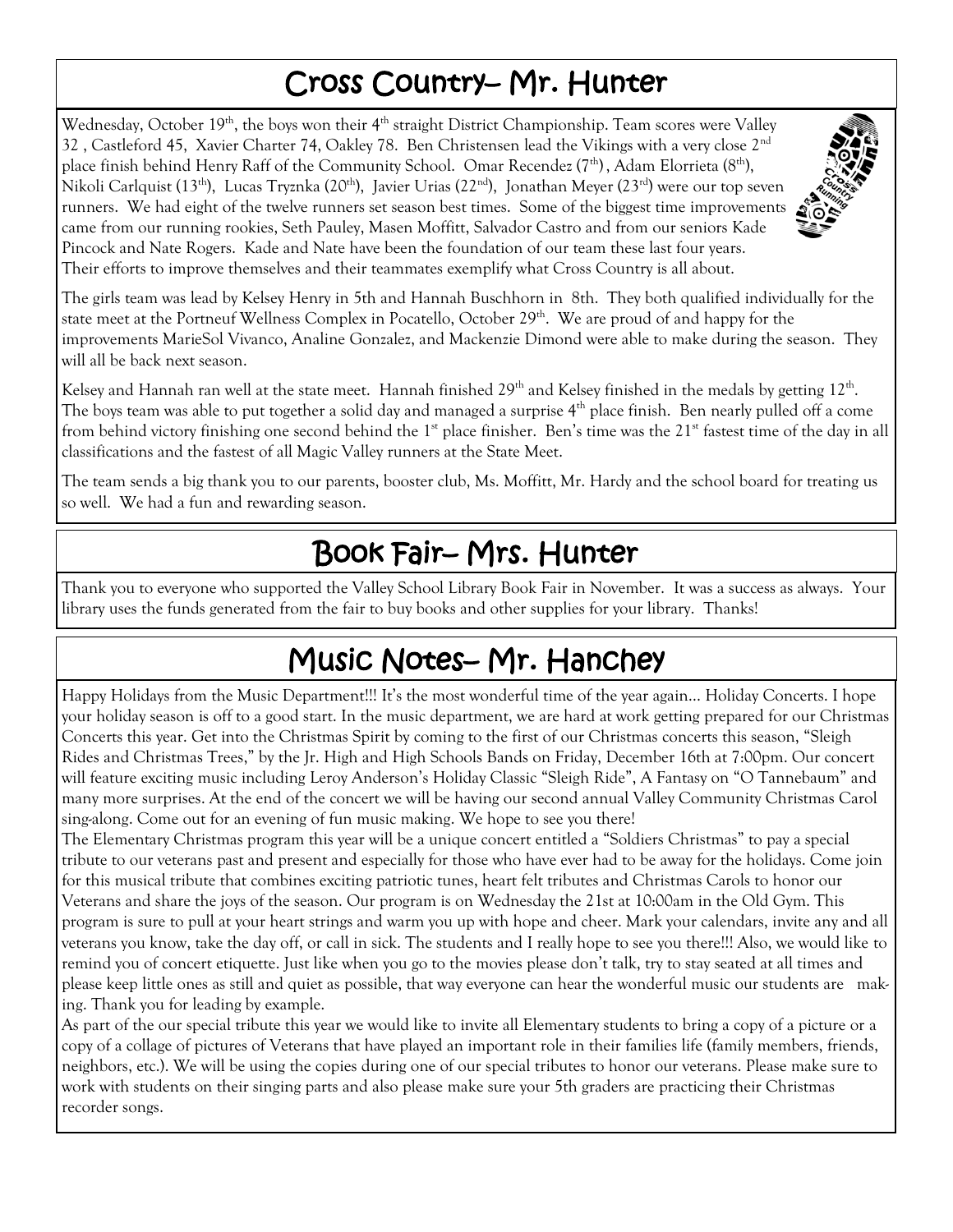## Cross Country– Mr. Hunter

Wednesday, October 19th, the boys won their 4th straight District Championship. Team scores were Valley 32 , Castleford 45, Xavier Charter 74, Oakley 78. Ben Christensen lead the Vikings with a very close 2nd place finish behind Henry Raff of the Community School. Omar Recendez (7th) , Adam Elorrieta (8th), Nikoli Carlquist (13th), Lucas Tryznka (20th), Javier Urias (22nd), Jonathan Meyer (23rd) were our top seven runners. We had eight of the twelve runners set season best times. Some of the biggest time improvements came from our running rookies, Seth Pauley, Masen Moffitt, Salvador Castro and from our seniors Kade Pincock and Nate Rogers. Kade and Nate have been the foundation of our team these last four years. Their efforts to improve themselves and their teammates exemplify what Cross Country is all about.

The girls team was lead by Kelsey Henry in 5th and Hannah Buschhorn in 8th. They both qualified individually for the state meet at the Portneuf Wellness Complex in Pocatello, October 29th. We are proud of and happy for the improvements MarieSol Vivanco, Analine Gonzalez, and Mackenzie Dimond were able to make during the season. They will all be back next season.

Kelsey and Hannah ran well at the state meet. Hannah finished 29th and Kelsey finished in the medals by getting 12th. The boys team was able to put together a solid day and managed a surprise 4th place finish. Ben nearly pulled off a come from behind victory finishing one second behind the 1st place finisher. Ben's time was the 21st fastest time of the day in all classifications and the fastest of all Magic Valley runners at the State Meet.

The team sends a big thank you to our parents, booster club, Ms. Moffitt, Mr. Hardy and the school board for treating us so well. We had a fun and rewarding season.

## Book Fair– Mrs. Hunter

Thank you to everyone who supported the Valley School Library Book Fair in November. It was a success as always. Your library uses the funds generated from the fair to buy books and other supplies for your library. Thanks!

## Music Notes– Mr. Hanchey

Happy Holidays from the Music Department!!! It's the most wonderful time of the year again… Holiday Concerts. I hope your holiday season is off to a good start. In the music department, we are hard at work getting prepared for our Christmas Concerts this year. Get into the Christmas Spirit by coming to the first of our Christmas concerts this season, "Sleigh Rides and Christmas Trees," by the Jr. High and High Schools Bands on Friday, December 16th at 7:00pm. Our concert will feature exciting music including Leroy Anderson's Holiday Classic "Sleigh Ride", A Fantasy on "O Tannebaum" and many more surprises. At the end of the concert we will be having our second annual Valley Community Christmas Carol sing-along. Come out for an evening of fun music making. We hope to see you there!

The Elementary Christmas program this year will be a unique concert entitled a "Soldiers Christmas" to pay a special tribute to our veterans past and present and especially for those who have ever had to be away for the holidays. Come join for this musical tribute that combines exciting patriotic tunes, heart felt tributes and Christmas Carols to honor our Veterans and share the joys of the season. Our program is on Wednesday the 21st at 10:00am in the Old Gym. This program is sure to pull at your heart strings and warm you up with hope and cheer. Mark your calendars, invite any and all veterans you know, take the day off, or call in sick. The students and I really hope to see you there!!! Also, we would like to remind you of concert etiquette. Just like when you go to the movies please don't talk, try to stay seated at all times and please keep little ones as still and quiet as possible, that way everyone can hear the wonderful music our students are making. Thank you for leading by example.

As part of the our special tribute this year we would like to invite all Elementary students to bring a copy of a picture or a copy of a collage of pictures of Veterans that have played an important role in their families life (family members, friends, neighbors, etc.). We will be using the copies during one of our special tributes to honor our veterans. Please make sure to work with students on their singing parts and also please make sure your 5th graders are practicing their Christmas recorder songs.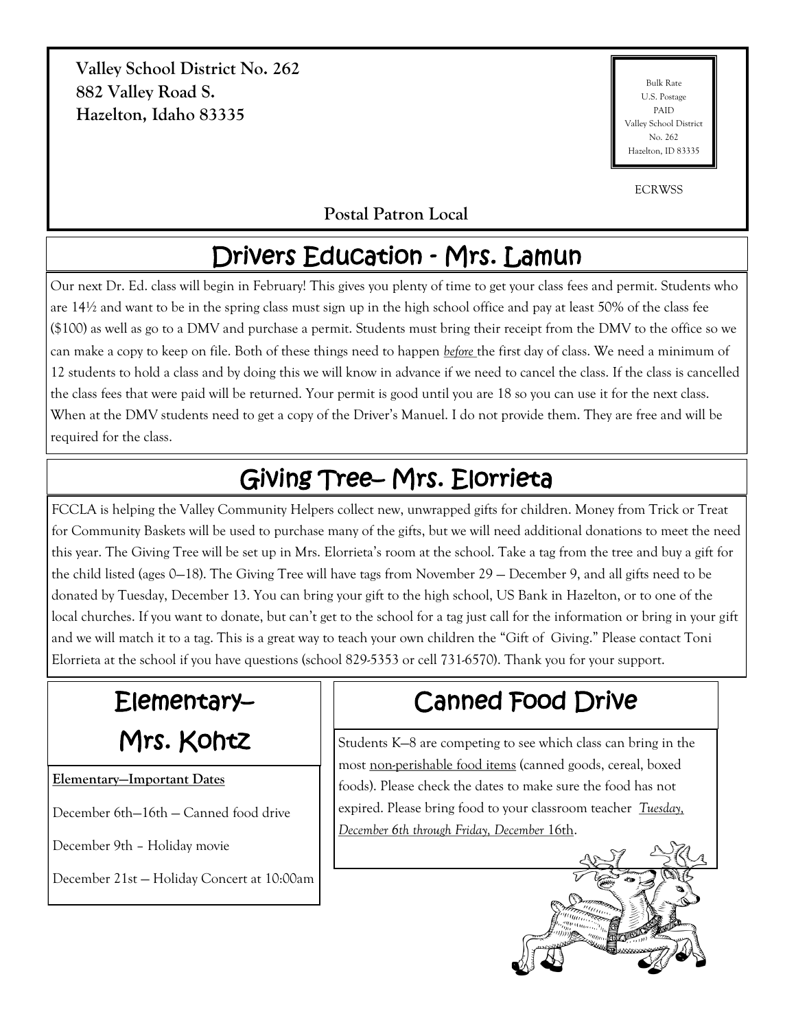**Valley School District No. 262**
**882 Valley Road S.**
**Hazelton, Idaho 83335**

Bulk Rate
U.S. Postage
PAID
Valley School District
No. 262
Hazelton, ID 83335

ECRWSS

**Postal Patron Local**

## Drivers Education - Mrs. Lamun

Our next Dr. Ed. class will begin in February! This gives you plenty of time to get your class fees and permit. Students who are 14½ and want to be in the spring class must sign up in the high school office and pay at least 50% of the class fee ($100) as well as go to a DMV and purchase a permit. Students must bring their receipt from the DMV to the office so we can make a copy to keep on file. Both of these things need to happen *before* the first day of class. We need a minimum of 12 students to hold a class and by doing this we will know in advance if we need to cancel the class. If the class is cancelled the class fees that were paid will be returned. Your permit is good until you are 18 so you can use it for the next class. When at the DMV students need to get a copy of the Driver's Manuel. I do not provide them. They are free and will be required for the class.

## Giving Tree– Mrs. Elorrieta

FCCLA is helping the Valley Community Helpers collect new, unwrapped gifts for children. Money from Trick or Treat for Community Baskets will be used to purchase many of the gifts, but we will need additional donations to meet the need this year. The Giving Tree will be set up in Mrs. Elorrieta's room at the school. Take a tag from the tree and buy a gift for the child listed (ages 0—18). The Giving Tree will have tags from November 29 — December 9, and all gifts need to be donated by Tuesday, December 13. You can bring your gift to the high school, US Bank in Hazelton, or to one of the local churches. If you want to donate, but can't get to the school for a tag just call for the information or bring in your gift and we will match it to a tag. This is a great way to teach your own children the "Gift of Giving." Please contact Toni Elorrieta at the school if you have questions (school 829-5353 or cell 731-6570). Thank you for your support.

## Elementary– Mrs. Kohtz

**Elementary—Important Dates**

December 6th—16th — Canned food drive

December 9th – Holiday movie

December 21st — Holiday Concert at 10:00am

## Canned Food Drive

Students K—8 are competing to see which class can bring in the most non-perishable food items (canned goods, cereal, boxed foods). Please check the dates to make sure the food has not expired. Please bring food to your classroom teacher *Tuesday, December 6th through Friday, December 16th*.